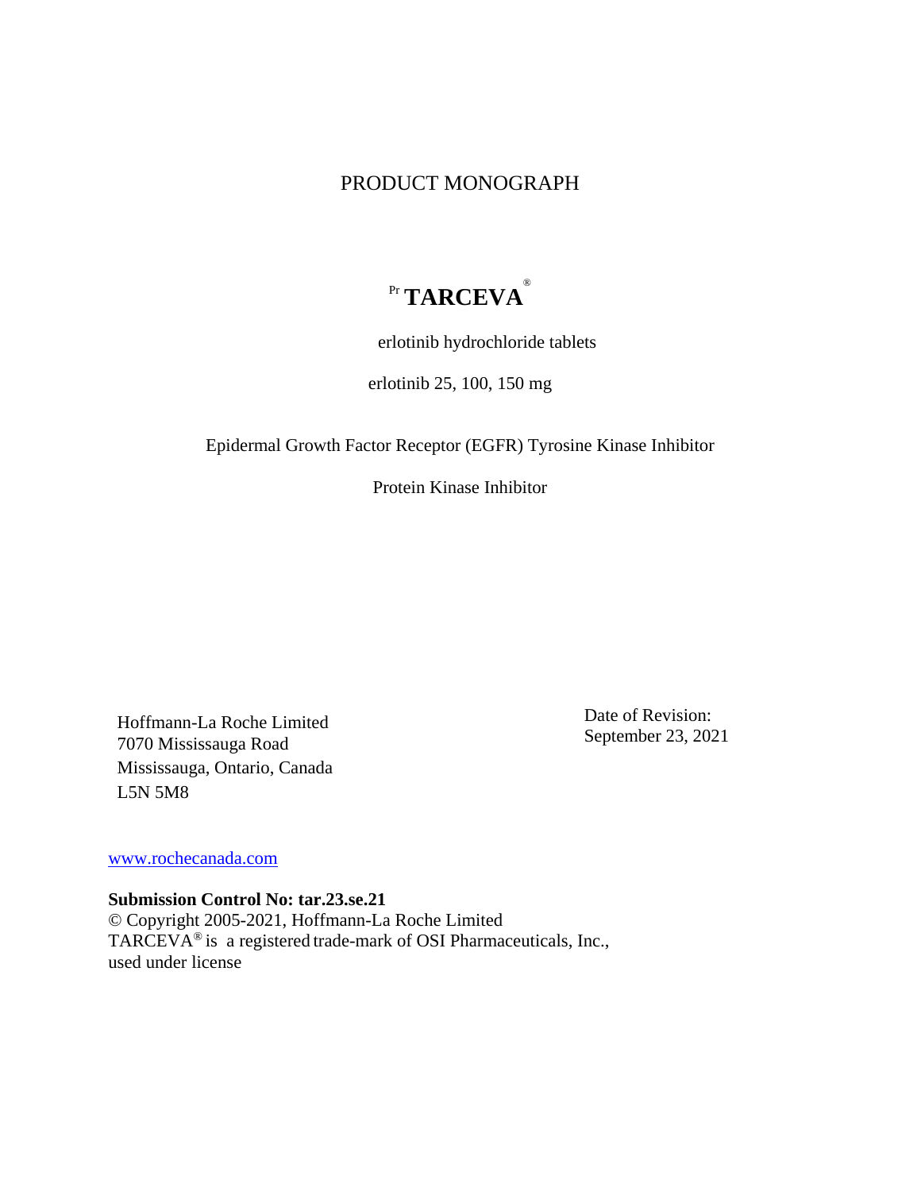# PRODUCT MONOGRAPH

## Pr TARCEVA®

erlotinib hydrochloride tablets

erlotinib 25, 100, 150 mg

Epidermal Growth Factor Receptor (EGFR) Tyrosine Kinase Inhibitor

Protein Kinase Inhibitor

Hoffmann-La Roche Limited
7070 Mississauga Road
Mississauga, Ontario, Canada
L5N 5M8

Date of Revision:
September 23, 2021

www.rochecanada.com

**Submission Control No: tar.23.se.21**
© Copyright 2005-2021, Hoffmann-La Roche Limited
TARCEVA® is a registered trade-mark of OSI Pharmaceuticals, Inc., used under license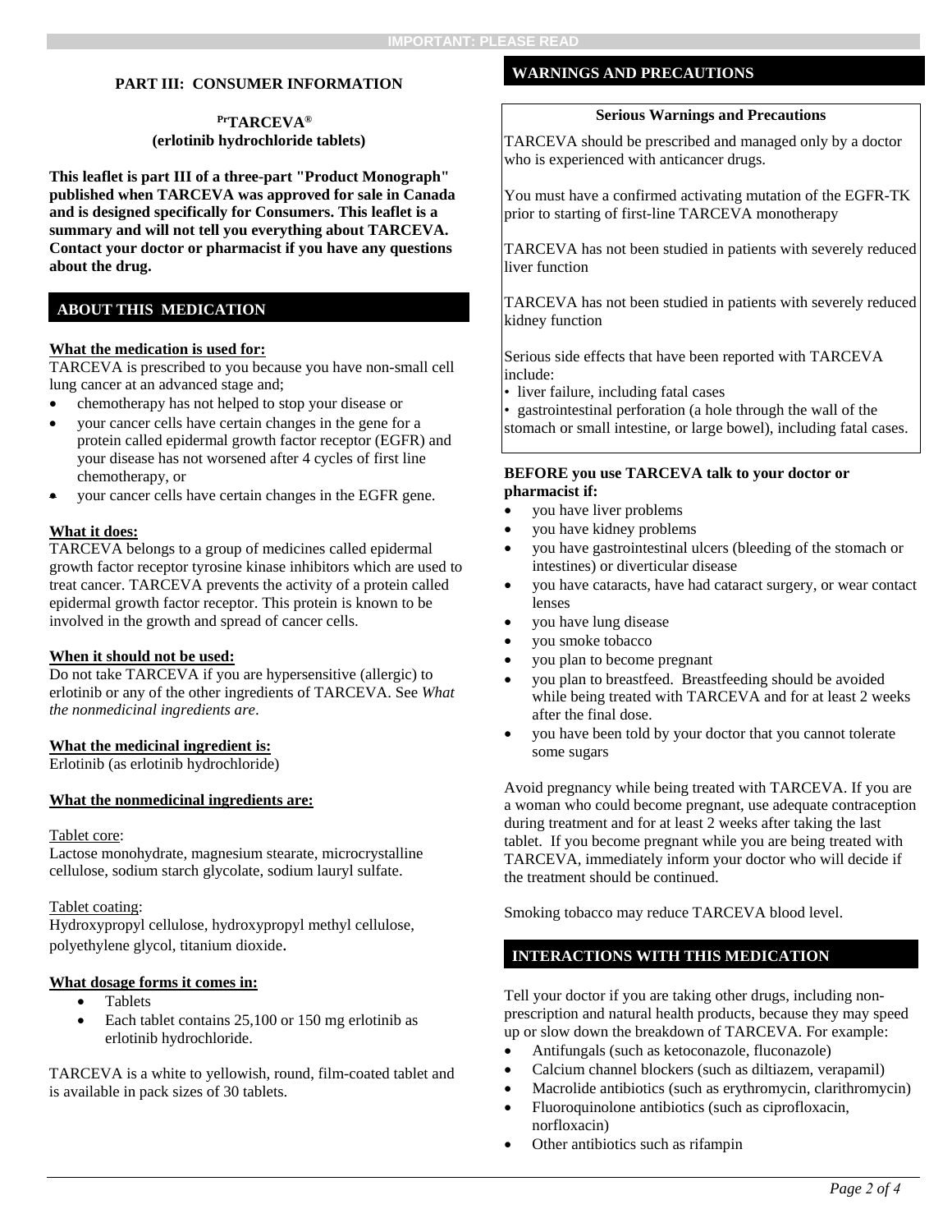## PART III: CONSUMER INFORMATION

**PrTARCEVA®**
**(erlotinib hydrochloride tablets)**

**This leaflet is part III of a three-part "Product Monograph" published when TARCEVA was approved for sale in Canada and is designed specifically for Consumers. This leaflet is a summary and will not tell you everything about TARCEVA. Contact your doctor or pharmacist if you have any questions about the drug.**

### ABOUT THIS MEDICATION

**What the medication is used for:**

TARCEVA is prescribed to you because you have non-small cell lung cancer at an advanced stage and;

- chemotherapy has not helped to stop your disease or
- your cancer cells have certain changes in the gene for a protein called epidermal growth factor receptor (EGFR) and your disease has not worsened after 4 cycles of first line chemotherapy, or
- your cancer cells have certain changes in the EGFR gene.

**What it does:**

TARCEVA belongs to a group of medicines called epidermal growth factor receptor tyrosine kinase inhibitors which are used to treat cancer. TARCEVA prevents the activity of a protein called epidermal growth factor receptor. This protein is known to be involved in the growth and spread of cancer cells.

**When it should not be used:**

Do not take TARCEVA if you are hypersensitive (allergic) to erlotinib or any of the other ingredients of TARCEVA. See *What the nonmedicinal ingredients are*.

**What the medicinal ingredient is:**

Erlotinib (as erlotinib hydrochloride)

**What the nonmedicinal ingredients are:**

Tablet core:
Lactose monohydrate, magnesium stearate, microcrystalline cellulose, sodium starch glycolate, sodium lauryl sulfate.

Tablet coating:
Hydroxypropyl cellulose, hydroxypropyl methyl cellulose, polyethylene glycol, titanium dioxide.

**What dosage forms it comes in:**

- Tablets
- Each tablet contains 25,100 or 150 mg erlotinib as erlotinib hydrochloride.

TARCEVA is a white to yellowish, round, film-coated tablet and is available in pack sizes of 30 tablets.

### WARNINGS AND PRECAUTIONS

**Serious Warnings and Precautions**

TARCEVA should be prescribed and managed only by a doctor who is experienced with anticancer drugs.

You must have a confirmed activating mutation of the EGFR-TK prior to starting of first-line TARCEVA monotherapy

TARCEVA has not been studied in patients with severely reduced liver function

TARCEVA has not been studied in patients with severely reduced kidney function

Serious side effects that have been reported with TARCEVA include:

- liver failure, including fatal cases
- gastrointestinal perforation (a hole through the wall of the stomach or small intestine, or large bowel), including fatal cases.

**BEFORE you use TARCEVA talk to your doctor or pharmacist if:**

- you have liver problems
- you have kidney problems
- you have gastrointestinal ulcers (bleeding of the stomach or intestines) or diverticular disease
- you have cataracts, have had cataract surgery, or wear contact lenses
- you have lung disease
- you smoke tobacco
- you plan to become pregnant
- you plan to breastfeed. Breastfeeding should be avoided while being treated with TARCEVA and for at least 2 weeks after the final dose.
- you have been told by your doctor that you cannot tolerate some sugars

Avoid pregnancy while being treated with TARCEVA. If you are a woman who could become pregnant, use adequate contraception during treatment and for at least 2 weeks after taking the last tablet. If you become pregnant while you are being treated with TARCEVA, immediately inform your doctor who will decide if the treatment should be continued.

Smoking tobacco may reduce TARCEVA blood level.

### INTERACTIONS WITH THIS MEDICATION

Tell your doctor if you are taking other drugs, including non-prescription and natural health products, because they may speed up or slow down the breakdown of TARCEVA. For example:

- Antifungals (such as ketoconazole, fluconazole)
- Calcium channel blockers (such as diltiazem, verapamil)
- Macrolide antibiotics (such as erythromycin, clarithromycin)
- Fluoroquinolone antibiotics (such as ciprofloxacin, norfloxacin)
- Other antibiotics such as rifampin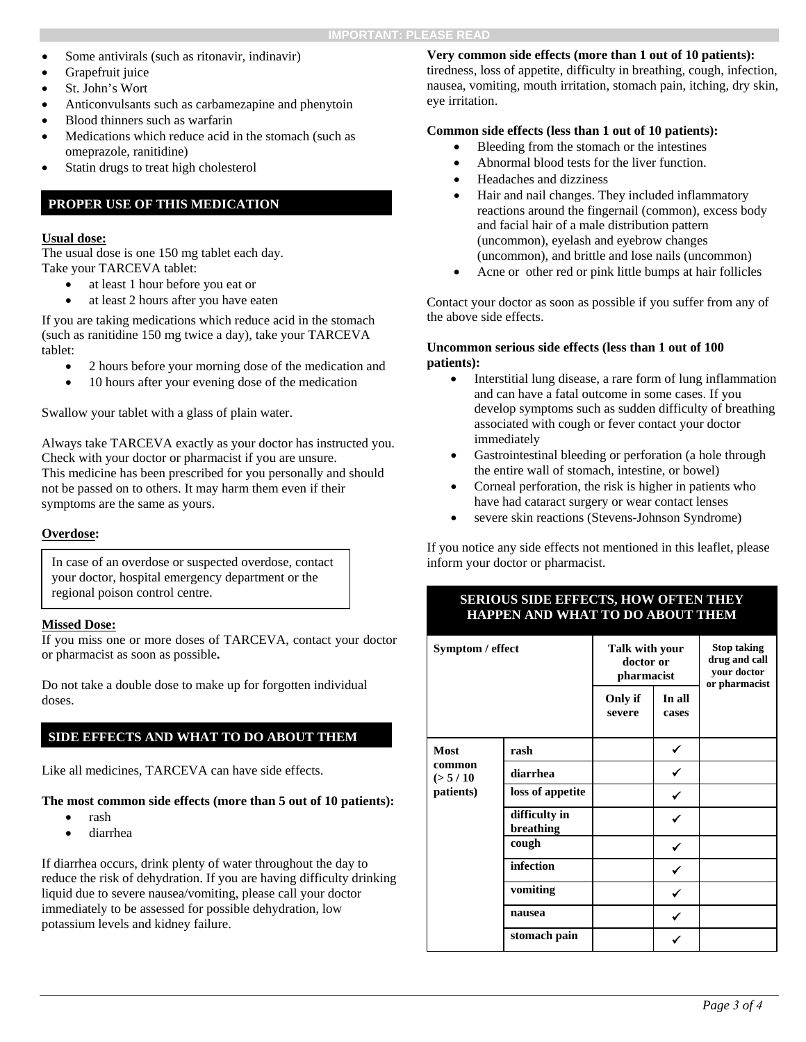- Some antivirals (such as ritonavir, indinavir)
- Grapefruit juice
- St. John's Wort
- Anticonvulsants such as carbamezapine and phenytoin
- Blood thinners such as warfarin
- Medications which reduce acid in the stomach (such as omeprazole, ranitidine)
- Statin drugs to treat high cholesterol

## PROPER USE OF THIS MEDICATION

**Usual dose:**

The usual dose is one 150 mg tablet each day.
Take your TARCEVA tablet:

- at least 1 hour before you eat or
- at least 2 hours after you have eaten

If you are taking medications which reduce acid in the stomach (such as ranitidine 150 mg twice a day), take your TARCEVA tablet:

- 2 hours before your morning dose of the medication and
- 10 hours after your evening dose of the medication

Swallow your tablet with a glass of plain water.

Always take TARCEVA exactly as your doctor has instructed you. Check with your doctor or pharmacist if you are unsure.
This medicine has been prescribed for you personally and should not be passed on to others. It may harm them even if their symptoms are the same as yours.

**Overdose:**

In case of an overdose or suspected overdose, contact your doctor, hospital emergency department or the regional poison control centre.

**Missed Dose:**

If you miss one or more doses of TARCEVA, contact your doctor or pharmacist as soon as possible**.**

Do not take a double dose to make up for forgotten individual doses.

## SIDE EFFECTS AND WHAT TO DO ABOUT THEM

Like all medicines, TARCEVA can have side effects.

**The most common side effects (more than 5 out of 10 patients):**

- rash
- diarrhea

If diarrhea occurs, drink plenty of water throughout the day to reduce the risk of dehydration. If you are having difficulty drinking liquid due to severe nausea/vomiting, please call your doctor immediately to be assessed for possible dehydration, low potassium levels and kidney failure.

**Very common side effects (more than 1 out of 10 patients):**
tiredness, loss of appetite, difficulty in breathing, cough, infection, nausea, vomiting, mouth irritation, stomach pain, itching, dry skin, eye irritation.

**Common side effects (less than 1 out of 10 patients):**

- Bleeding from the stomach or the intestines
- Abnormal blood tests for the liver function.
- Headaches and dizziness
- Hair and nail changes. They included inflammatory reactions around the fingernail (common), excess body and facial hair of a male distribution pattern (uncommon), eyelash and eyebrow changes (uncommon), and brittle and lose nails (uncommon)
- Acne or other red or pink little bumps at hair follicles

Contact your doctor as soon as possible if you suffer from any of the above side effects.

**Uncommon serious side effects (less than 1 out of 100 patients):**

- Interstitial lung disease, a rare form of lung inflammation and can have a fatal outcome in some cases. If you develop symptoms such as sudden difficulty of breathing associated with cough or fever contact your doctor immediately
- Gastrointestinal bleeding or perforation (a hole through the entire wall of stomach, intestine, or bowel)
- Corneal perforation, the risk is higher in patients who have had cataract surgery or wear contact lenses
- severe skin reactions (Stevens-Johnson Syndrome)

If you notice any side effects not mentioned in this leaflet, please inform your doctor or pharmacist.

**SERIOUS SIDE EFFECTS, HOW OFTEN THEY HAPPEN AND WHAT TO DO ABOUT THEM**

| Symptom / effect | | Talk with your doctor or pharmacist | | Stop taking drug and call your doctor or pharmacist |
|---|---|---|---|---|
| | | Only if severe | In all cases | |
| Most common (> 5 / 10 patients) | rash | | ✓ | |
| | diarrhea | | ✓ | |
| | loss of appetite | | ✓ | |
| | difficulty in breathing | | ✓ | |
| | cough | | ✓ | |
| | infection | | ✓ | |
| | vomiting | | ✓ | |
| | nausea | | ✓ | |
| | stomach pain | | ✓ | |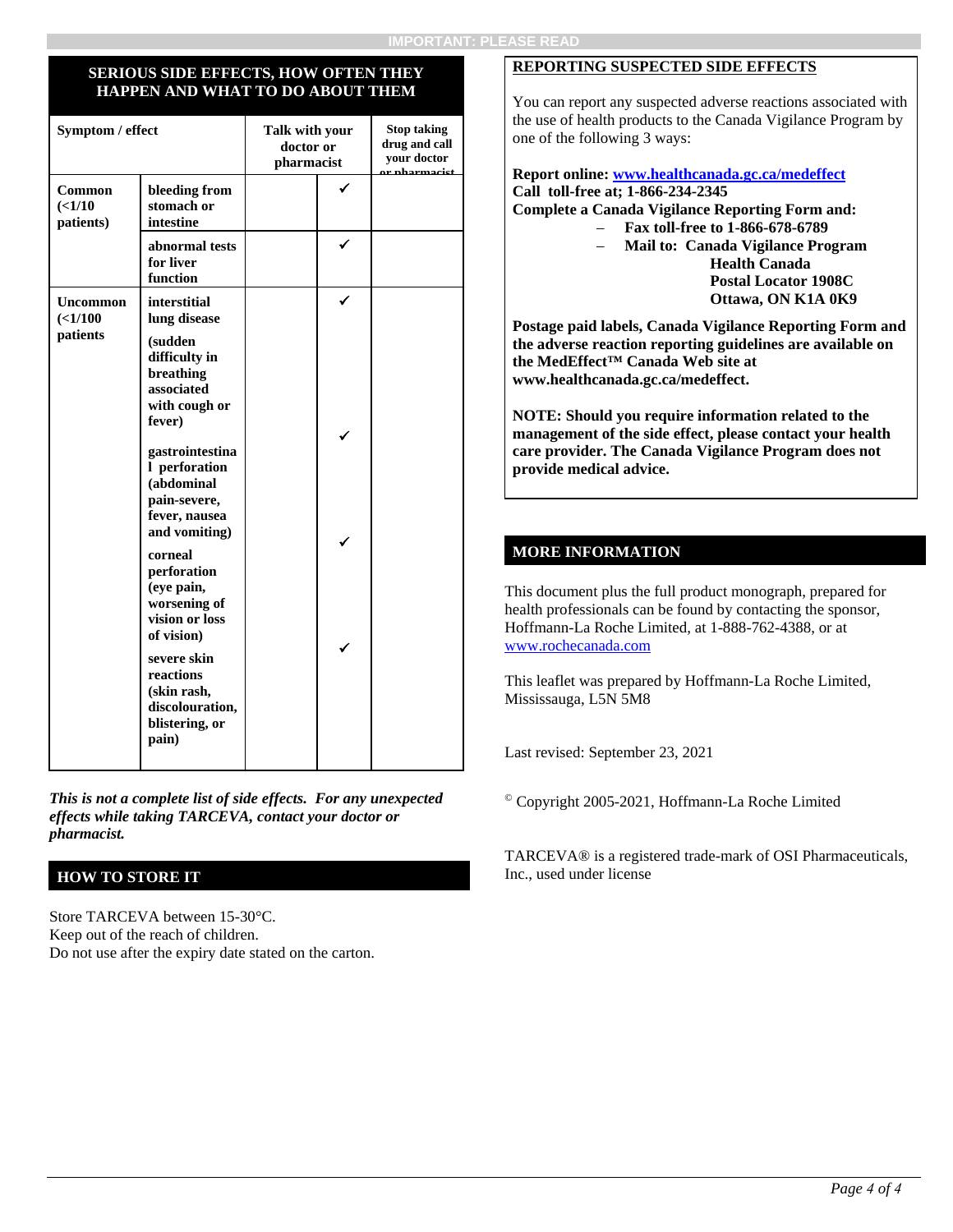## SERIOUS SIDE EFFECTS, HOW OFTEN THEY HAPPEN AND WHAT TO DO ABOUT THEM

| Symptom / effect | | Talk with your doctor or pharmacist | | Stop taking drug and call your doctor or pharmacist |
|---|---|---|---|---|
| | | Only if severe | In all cases | |
| **Common (<1/10 patients)** | **bleeding from stomach or intestine** | | ✓ | |
| | **abnormal tests for liver function** | | ✓ | |
| **Uncommon (<1/100 patients** | **interstitial lung disease (sudden difficulty in breathing associated with cough or fever)** | | ✓ | |
| | **gastrointestinal perforation (abdominal pain-severe, fever, nausea and vomiting)** | | ✓ | |
| | **corneal perforation (eye pain, worsening of vision or loss of vision)** | | ✓ | |
| | **severe skin reactions (skin rash, discolouration, blistering, or pain)** | | ✓ | |

***This is not a complete list of side effects. For any unexpected effects while taking TARCEVA, contact your doctor or pharmacist.***

## HOW TO STORE IT

Store TARCEVA between 15-30°C.
Keep out of the reach of children.
Do not use after the expiry date stated on the carton.

## REPORTING SUSPECTED SIDE EFFECTS

You can report any suspected adverse reactions associated with the use of health products to the Canada Vigilance Program by one of the following 3 ways:

**Report online: www.healthcanada.gc.ca/medeffect**
**Call toll-free at; 1-866-234-2345**
**Complete a Canada Vigilance Reporting Form and:**

- **Fax toll-free to 1-866-678-6789**
- **Mail to: Canada Vigilance Program**
  **Health Canada**
  **Postal Locator 1908C**
  **Ottawa, ON K1A 0K9**

**Postage paid labels, Canada Vigilance Reporting Form and the adverse reaction reporting guidelines are available on the MedEffect™ Canada Web site at www.healthcanada.gc.ca/medeffect.**

**NOTE: Should you require information related to the management of the side effect, please contact your health care provider. The Canada Vigilance Program does not provide medical advice.**

## MORE INFORMATION

This document plus the full product monograph, prepared for health professionals can be found by contacting the sponsor, Hoffmann-La Roche Limited, at 1-888-762-4388, or at www.rochecanada.com

This leaflet was prepared by Hoffmann-La Roche Limited, Mississauga, L5N 5M8

Last revised: September 23, 2021

© Copyright 2005-2021, Hoffmann-La Roche Limited

TARCEVA® is a registered trade-mark of OSI Pharmaceuticals, Inc., used under license